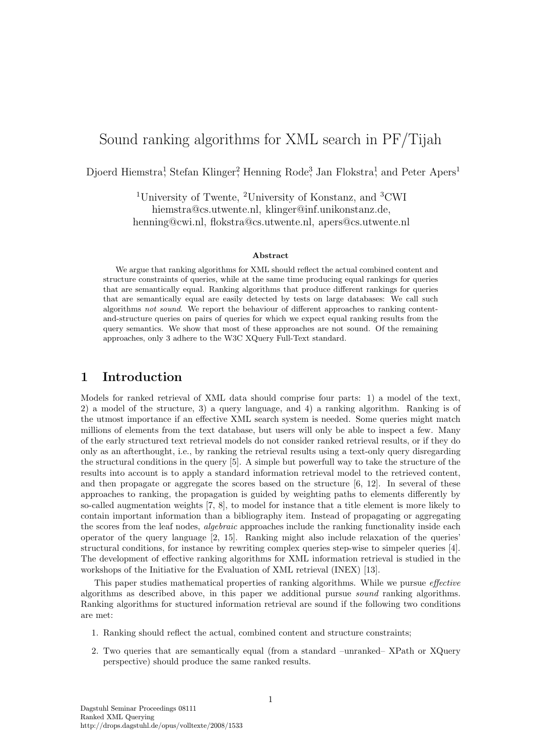# Sound ranking algorithms for XML search in PF/Tijah

Djoerd Hiemstra[1], Stefan Klinger[2], Henning Rode[3], Jan Flokstra[1], and Peter Apers[1]

[1]University of Twente, [2]University of Konstanz, and [3]CWI
hiemstra@cs.utwente.nl, klinger@inf.unikonstanz.de,
henning@cwi.nl, flokstra@cs.utwente.nl, apers@cs.utwente.nl

**Abstract**

We argue that ranking algorithms for XML should reflect the actual combined content and structure constraints of queries, while at the same time producing equal rankings for queries that are semantically equal. Ranking algorithms that produce different rankings for queries that are semantically equal are easily detected by tests on large databases: We call such algorithms *not sound*. We report the behaviour of different approaches to ranking content-and-structure queries on pairs of queries for which we expect equal ranking results from the query semantics. We show that most of these approaches are not sound. Of the remaining approaches, only 3 adhere to the W3C XQuery Full-Text standard.

## 1 Introduction

Models for ranked retrieval of XML data should comprise four parts: 1) a model of the text, 2) a model of the structure, 3) a query language, and 4) a ranking algorithm. Ranking is of the utmost importance if an effective XML search system is needed. Some queries might match millions of elements from the text database, but users will only be able to inspect a few. Many of the early structured text retrieval models do not consider ranked retrieval results, or if they do only as an afterthought, i.e., by ranking the retrieval results using a text-only query disregarding the structural conditions in the query [5]. A simple but powerfull way to take the structure of the results into account is to apply a standard information retrieval model to the retrieved content, and then propagate or aggregate the scores based on the structure [6, 12]. In several of these approaches to ranking, the propagation is guided by weighting paths to elements differently by so-called augmentation weights [7, 8], to model for instance that a title element is more likely to contain important information than a bibliography item. Instead of propagating or aggregating the scores from the leaf nodes, *algebraic* approaches include the ranking functionality inside each operator of the query language [2, 15]. Ranking might also include relaxation of the queries' structural conditions, for instance by rewriting complex queries step-wise to simpeler queries [4]. The development of effective ranking algorithms for XML information retrieval is studied in the workshops of the Initiative for the Evaluation of XML retrieval (INEX) [13].

This paper studies mathematical properties of ranking algorithms. While we pursue *effective* algorithms as described above, in this paper we additional pursue *sound* ranking algorithms. Ranking algorithms for stuctured information retrieval are sound if the following two conditions are met:

1. Ranking should reflect the actual, combined content and structure constraints;
2. Two queries that are semantically equal (from a standard –unranked– XPath or XQuery perspective) should produce the same ranked results.

Dagstuhl Seminar Proceedings 08111
Ranked XML Querying
http://drops.dagstuhl.de/opus/volltexte/2008/1533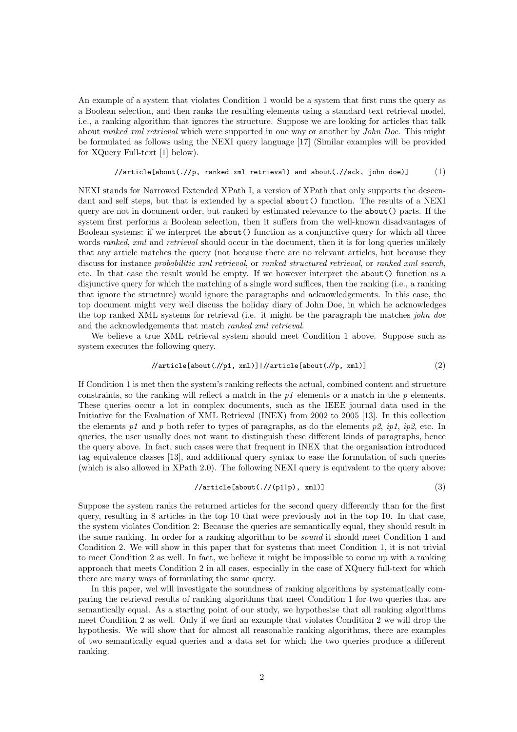An example of a system that violates Condition 1 would be a system that first runs the query as a Boolean selection, and then ranks the resulting elements using a standard text retrieval model, i.e., a ranking algorithm that ignores the structure. Suppose we are looking for articles that talk about *ranked xml retrieval* which were supported in one way or another by *John Doe*. This might be formulated as follows using the NEXI query language [17] (Similar examples will be provided for XQuery Full-text [1] below).

```
//article[about(.//p, ranked xml retrieval) and about(.//ack, john doe)]     (1)
```

NEXI stands for Narrowed Extended XPath I, a version of XPath that only supports the descendant and self steps, but that is extended by a special `about()` function. The results of a NEXI query are not in document order, but ranked by estimated relevance to the `about()` parts. If the system first performs a Boolean selection, then it suffers from the well-known disadvantages of Boolean systems: if we interpret the `about()` function as a conjunctive query for which all three words *ranked*, *xml* and *retrieval* should occur in the document, then it is for long queries unlikely that any article matches the query (not because there are no relevant articles, but because they discuss for instance *probabilitic xml retrieval*, or *ranked structured retrieval*, or *ranked xml search*, etc. In that case the result would be empty. If we however interpret the `about()` function as a disjunctive query for which the matching of a single word suffices, then the ranking (i.e., a ranking that ignore the structure) would ignore the paragraphs and acknowledgements. In this case, the top document might very well discuss the holiday diary of John Doe, in which he acknowledges the top ranked XML systems for retrieval (i.e. it might be the paragraph the matches *john doe* and the acknowledgements that match *ranked xml retrieval*.

We believe a true XML retrieval system should meet Condition 1 above. Suppose such as system executes the following query.

```
//article[about(.//p1, xml)]|//article[about(.//p, xml)]     (2)
```

If Condition 1 is met then the system's ranking reflects the actual, combined content and structure constraints, so the ranking will reflect a match in the *p1* elements or a match in the *p* elements. These queries occur a lot in complex documents, such as the IEEE journal data used in the Initiative for the Evaluation of XML Retrieval (INEX) from 2002 to 2005 [13]. In this collection the elements *p1* and *p* both refer to types of paragraphs, as do the elements *p2*, *ip1*, *ip2*, etc. In queries, the user usually does not want to distinguish these different kinds of paragraphs, hence the query above. In fact, such cases were that frequent in INEX that the organisation introduced tag equivalence classes [13], and additional query syntax to ease the formulation of such queries (which is also allowed in XPath 2.0). The following NEXI query is equivalent to the query above:

```
//article[about(.//(p1|p), xml)]     (3)
```

Suppose the system ranks the returned articles for the second query differently than for the first query, resulting in 8 articles in the top 10 that were previously not in the top 10. In that case, the system violates Condition 2: Because the queries are semantically equal, they should result in the same ranking. In order for a ranking algorithm to be *sound* it should meet Condition 1 and Condition 2. We will show in this paper that for systems that meet Condition 1, it is not trivial to meet Condition 2 as well. In fact, we believe it might be impossible to come up with a ranking approach that meets Condition 2 in all cases, especially in the case of XQuery full-text for which there are many ways of formulating the same query.

In this paper, wel will investigate the soundness of ranking algorithms by systematically comparing the retrieval results of ranking algorithms that meet Condition 1 for two queries that are semantically equal. As a starting point of our study, we hypothesise that all ranking algorithms meet Condition 2 as well. Only if we find an example that violates Condition 2 we will drop the hypothesis. We will show that for almost all reasonable ranking algorithms, there are examples of two semantically equal queries and a data set for which the two queries produce a different ranking.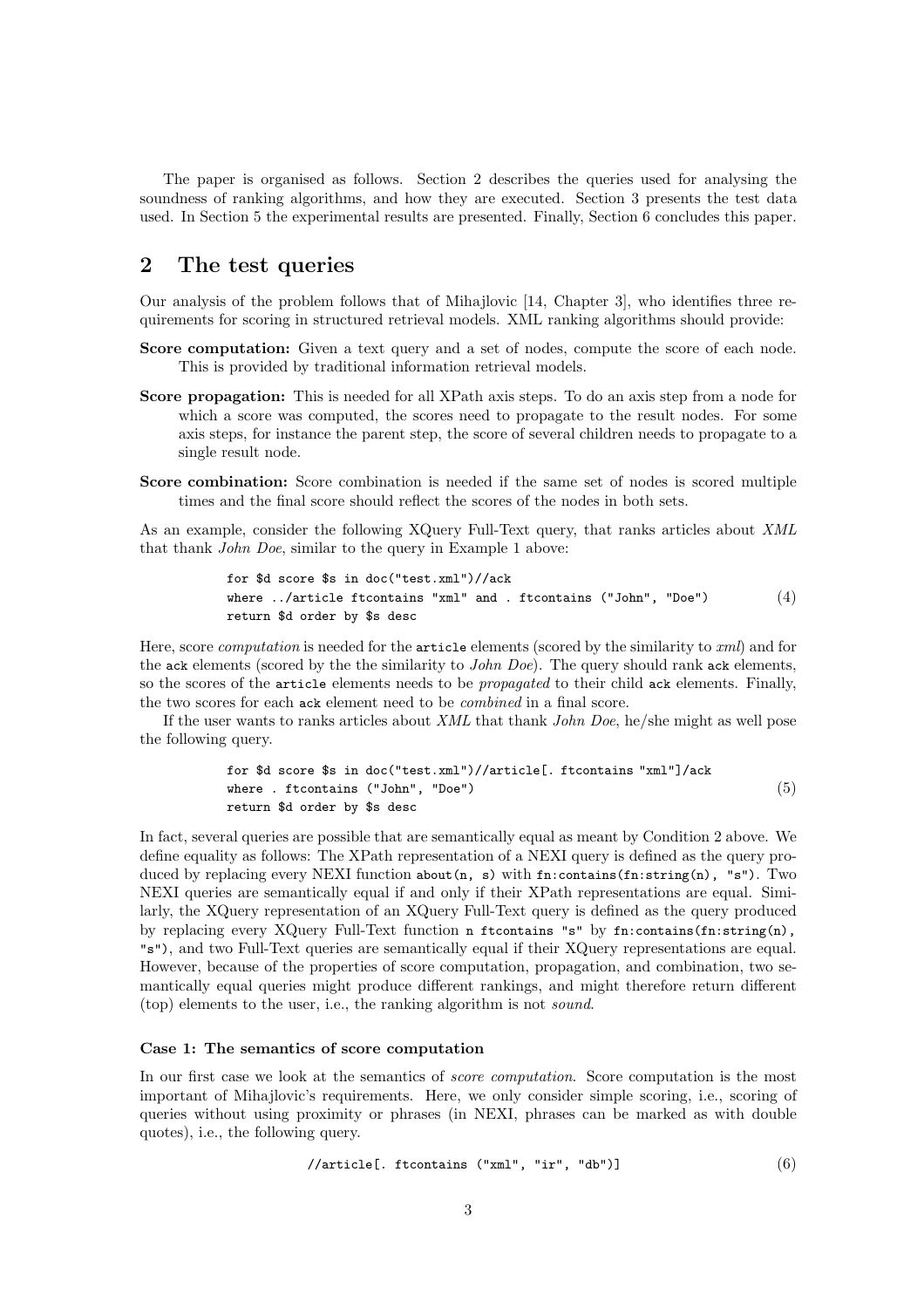The paper is organised as follows. Section 2 describes the queries used for analysing the soundness of ranking algorithms, and how they are executed. Section 3 presents the test data used. In Section 5 the experimental results are presented. Finally, Section 6 concludes this paper.

## 2 The test queries

Our analysis of the problem follows that of Mihajlovic [14, Chapter 3], who identifies three requirements for scoring in structured retrieval models. XML ranking algorithms should provide:

**Score computation:** Given a text query and a set of nodes, compute the score of each node. This is provided by traditional information retrieval models.

**Score propagation:** This is needed for all XPath axis steps. To do an axis step from a node for which a score was computed, the scores need to propagate to the result nodes. For some axis steps, for instance the parent step, the score of several children needs to propagate to a single result node.

**Score combination:** Score combination is needed if the same set of nodes is scored multiple times and the final score should reflect the scores of the nodes in both sets.

As an example, consider the following XQuery Full-Text query, that ranks articles about *XML* that thank *John Doe*, similar to the query in Example 1 above:

```
for $d score $s in doc("test.xml")//ack
where ../article ftcontains "xml" and . ftcontains ("John", "Doe")
return $d order by $s desc
```
(4)

Here, score *computation* is needed for the `article` elements (scored by the similarity to *xml*) and for the `ack` elements (scored by the the similarity to *John Doe*). The query should rank `ack` elements, so the scores of the `article` elements needs to be *propagated* to their child `ack` elements. Finally, the two scores for each `ack` element need to be *combined* in a final score.

If the user wants to ranks articles about *XML* that thank *John Doe*, he/she might as well pose the following query.

```
for $d score $s in doc("test.xml")//article[. ftcontains "xml"]/ack
where . ftcontains ("John", "Doe")
return $d order by $s desc
```
(5)

In fact, several queries are possible that are semantically equal as meant by Condition 2 above. We define equality as follows: The XPath representation of a NEXI query is defined as the query produced by replacing every NEXI function `about(n, s)` with `fn:contains(fn:string(n), "s")`. Two NEXI queries are semantically equal if and only if their XPath representations are equal. Similarly, the XQuery representation of an XQuery Full-Text query is defined as the query produced by replacing every XQuery Full-Text function `n ftcontains "s"` by `fn:contains(fn:string(n), "s")`, and two Full-Text queries are semantically equal if their XQuery representations are equal. However, because of the properties of score computation, propagation, and combination, two semantically equal queries might produce different rankings, and might therefore return different (top) elements to the user, i.e., the ranking algorithm is not *sound*.

#### Case 1: The semantics of score computation

In our first case we look at the semantics of *score computation*. Score computation is the most important of Mihajlovic's requirements. Here, we only consider simple scoring, i.e., scoring of queries without using proximity or phrases (in NEXI, phrases can be marked as with double quotes), i.e., the following query.

```
//article[. ftcontains ("xml", "ir", "db")]
```
(6)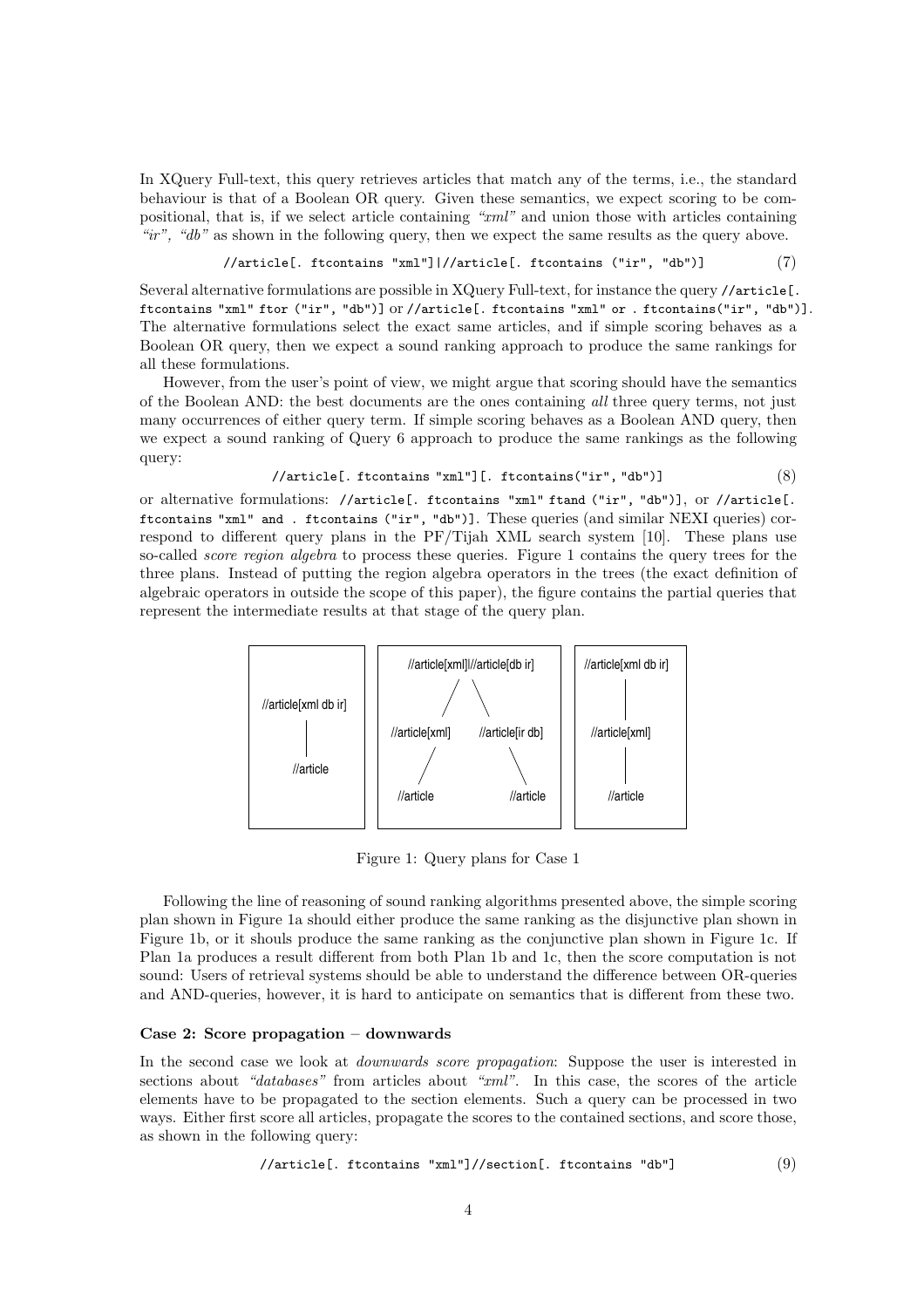In XQuery Full-text, this query retrieves articles that match any of the terms, i.e., the standard behaviour is that of a Boolean OR query. Given these semantics, we expect scoring to be compositional, that is, if we select article containing *"xml"* and union those with articles containing *"ir", "db"* as shown in the following query, then we expect the same results as the query above.

```
//article[. ftcontains "xml"]|//article[. ftcontains ("ir", "db")]        (7)
```

Several alternative formulations are possible in XQuery Full-text, for instance the query `//article[. ftcontains "xml" ftor ("ir", "db")]` or `//article[. ftcontains "xml" or . ftcontains("ir", "db")]`. The alternative formulations select the exact same articles, and if simple scoring behaves as a Boolean OR query, then we expect a sound ranking approach to produce the same rankings for all these formulations.

However, from the user's point of view, we might argue that scoring should have the semantics of the Boolean AND: the best documents are the ones containing *all* three query terms, not just many occurrences of either query term. If simple scoring behaves as a Boolean AND query, then we expect a sound ranking of Query 6 approach to produce the same rankings as the following query:

```
//article[. ftcontains "xml"][. ftcontains("ir", "db")]        (8)
```

or alternative formulations: `//article[. ftcontains "xml" ftand ("ir", "db")]`, or `//article[. ftcontains "xml" and . ftcontains ("ir", "db")]`. These queries (and similar NEXI queries) correspond to different query plans in the PF/Tijah XML search system [10]. These plans use so-called *score region algebra* to process these queries. Figure 1 contains the query trees for the three plans. Instead of putting the region algebra operators in the trees (the exact definition of algebraic operators in outside the scope of this paper), the figure contains the partial queries that represent the intermediate results at that stage of the query plan.

```
(a)                    (b)                                    (c)
//article[xml db ir]   //article[xml]|//article[db ir]        //article[xml db ir]
        |                   /                \                        |
    //article        //article[xml]     //article[ir db]        //article[xml]
                           |                  |                        |
                       //article          //article                //article
```

Figure 1: Query plans for Case 1

Following the line of reasoning of sound ranking algorithms presented above, the simple scoring plan shown in Figure 1a should either produce the same ranking as the disjunctive plan shown in Figure 1b, or it shouls produce the same ranking as the conjunctive plan shown in Figure 1c. If Plan 1a produces a result different from both Plan 1b and 1c, then the score computation is not sound: Users of retrieval systems should be able to understand the difference between OR-queries and AND-queries, however, it is hard to anticipate on semantics that is different from these two.

#### Case 2: Score propagation – downwards

In the second case we look at *downwards score propagation*: Suppose the user is interested in sections about *"databases"* from articles about *"xml"*. In this case, the scores of the article elements have to be propagated to the section elements. Such a query can be processed in two ways. Either first score all articles, propagate the scores to the contained sections, and score those, as shown in the following query:

```
//article[. ftcontains "xml"]//section[. ftcontains "db"]        (9)
```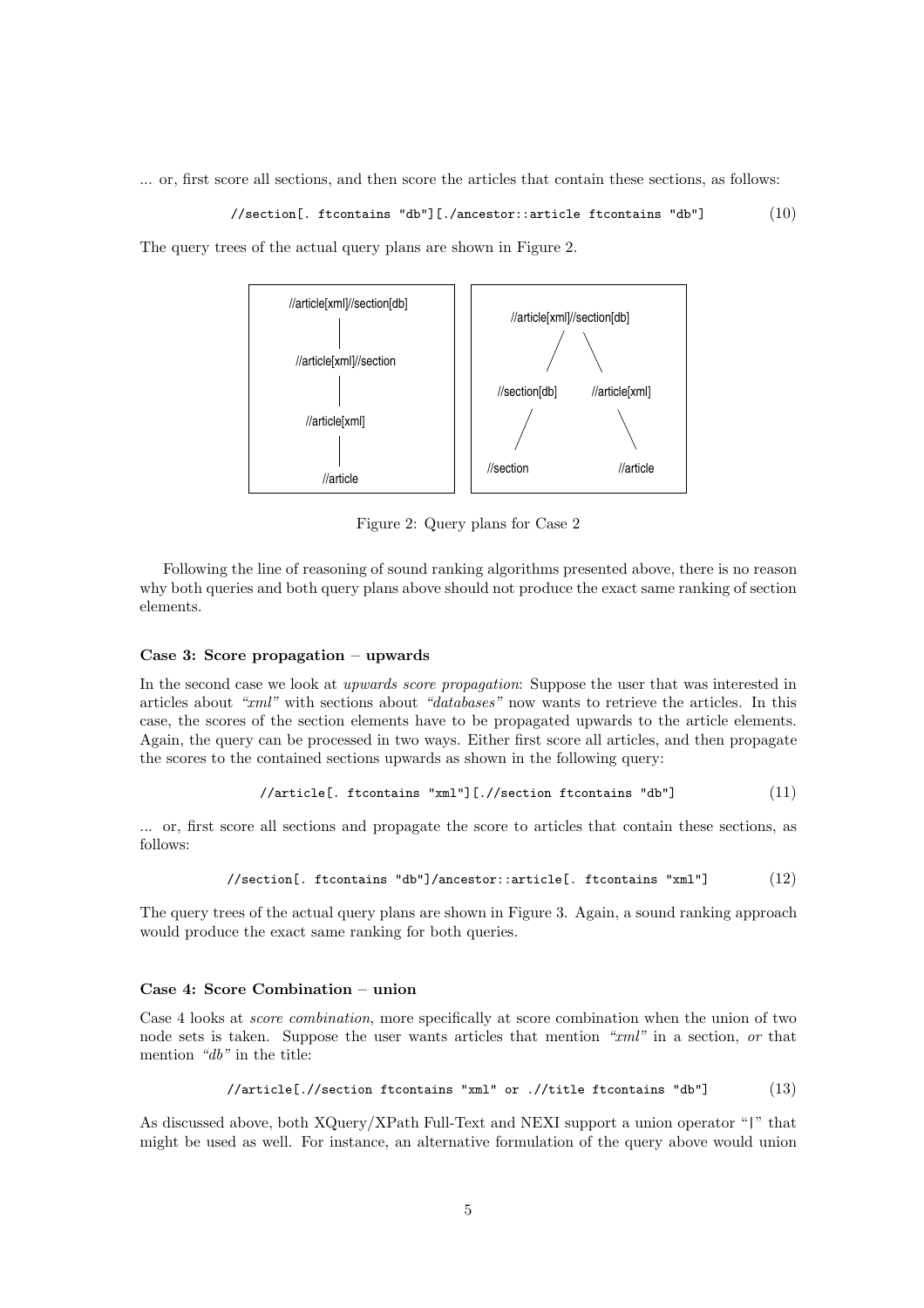... or, first score all sections, and then score the articles that contain these sections, as follows:

```
//section[. ftcontains "db"][./ancestor::article ftcontains "db"]          (10)
```

The query trees of the actual query plans are shown in Figure 2.

```
//article[xml]//section[db]          //article[xml]//section[db]
          |                                 /          \
//article[xml]//section          //section[db]     //article[xml]
          |                           /                  \
   //article[xml]               //section              //article
          |
      //article
```

Figure 2: Query plans for Case 2

Following the line of reasoning of sound ranking algorithms presented above, there is no reason why both queries and both query plans above should not produce the exact same ranking of section elements.

### Case 3: Score propagation – upwards

In the second case we look at *upwards score propagation*: Suppose the user that was interested in articles about *"xml"* with sections about *"databases"* now wants to retrieve the articles. In this case, the scores of the section elements have to be propagated upwards to the article elements. Again, the query can be processed in two ways. Either first score all articles, and then propagate the scores to the contained sections upwards as shown in the following query:

```
//article[. ftcontains "xml"][.//section ftcontains "db"]          (11)
```

... or, first score all sections and propagate the score to articles that contain these sections, as follows:

```
//section[. ftcontains "db"]/ancestor::article[. ftcontains "xml"]          (12)
```

The query trees of the actual query plans are shown in Figure 3. Again, a sound ranking approach would produce the exact same ranking for both queries.

### Case 4: Score Combination – union

Case 4 looks at *score combination*, more specifically at score combination when the union of two node sets is taken. Suppose the user wants articles that mention *"xml"* in a section, *or* that mention *"db"* in the title:

```
//article[.//section ftcontains "xml" or .//title ftcontains "db"]          (13)
```

As discussed above, both XQuery/XPath Full-Text and NEXI support a union operator "|" that might be used as well. For instance, an alternative formulation of the query above would union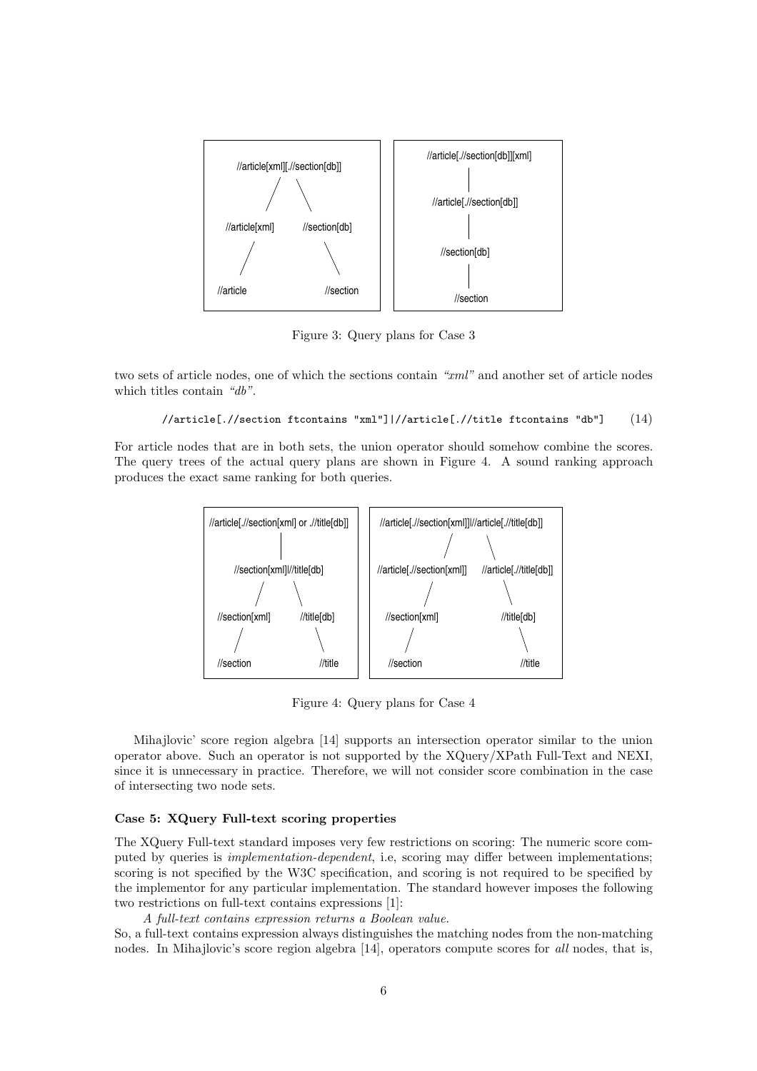//article[xml][.//section[db]]
//article[xml] //section[db]
//article //section

//article[.//section[db]][xml]
//article[.//section[db]]
//section[db]
//section

Figure 3: Query plans for Case 3

two sets of article nodes, one of which the sections contain *"xml"* and another set of article nodes which titles contain *"db"*.

```
//article[.//section ftcontains "xml"]|//article[.//title ftcontains "db"]     (14)
```

For article nodes that are in both sets, the union operator should somehow combine the scores. The query trees of the actual query plans are shown in Figure 4. A sound ranking approach produces the exact same ranking for both queries.

//article[.//section[xml] or .//title[db]]
//section[xml]|//title[db]
//section[xml] //title[db]
//section //title

//article[.//section[xml]]|//article[.//title[db]]
//article[.//section[xml]] //article[.//title[db]]
//section[xml] //title[db]
//section //title

Figure 4: Query plans for Case 4

Mihajlovic' score region algebra [14] supports an intersection operator similar to the union operator above. Such an operator is not supported by the XQuery/XPath Full-Text and NEXI, since it is unnecessary in practice. Therefore, we will not consider score combination in the case of intersecting two node sets.

**Case 5: XQuery Full-text scoring properties**

The XQuery Full-text standard imposes very few restrictions on scoring: The numeric score computed by queries is *implementation-dependent*, i.e, scoring may differ between implementations; scoring is not specified by the W3C specification, and scoring is not required to be specified by the implementor for any particular implementation. The standard however imposes the following two restrictions on full-text contains expressions [1]:

*A full-text contains expression returns a Boolean value.*

So, a full-text contains expression always distinguishes the matching nodes from the non-matching nodes. In Mihajlovic's score region algebra [14], operators compute scores for *all* nodes, that is,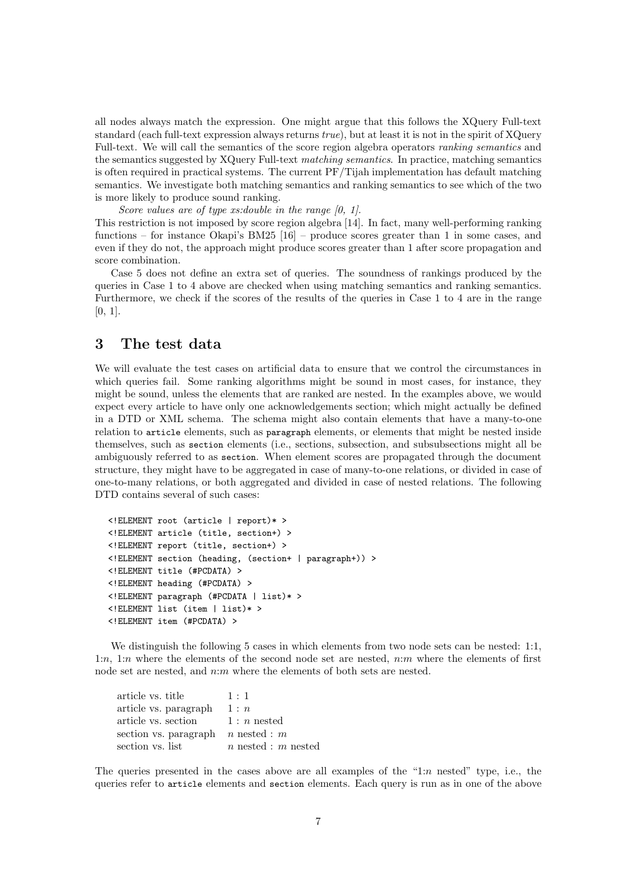all nodes always match the expression. One might argue that this follows the XQuery Full-text standard (each full-text expression always returns *true*), but at least it is not in the spirit of XQuery Full-text. We will call the semantics of the score region algebra operators *ranking semantics* and the semantics suggested by XQuery Full-text *matching semantics*. In practice, matching semantics is often required in practical systems. The current PF/Tijah implementation has default matching semantics. We investigate both matching semantics and ranking semantics to see which of the two is more likely to produce sound ranking.

*Score values are of type xs:double in the range [0, 1].*

This restriction is not imposed by score region algebra [14]. In fact, many well-performing ranking functions – for instance Okapi's BM25 [16] – produce scores greater than 1 in some cases, and even if they do not, the approach might produce scores greater than 1 after score propagation and score combination.

Case 5 does not define an extra set of queries. The soundness of rankings produced by the queries in Case 1 to 4 above are checked when using matching semantics and ranking semantics. Furthermore, we check if the scores of the results of the queries in Case 1 to 4 are in the range [0, 1].

## 3 The test data

We will evaluate the test cases on artificial data to ensure that we control the circumstances in which queries fail. Some ranking algorithms might be sound in most cases, for instance, they might be sound, unless the elements that are ranked are nested. In the examples above, we would expect every article to have only one acknowledgements section; which might actually be defined in a DTD or XML schema. The schema might also contain elements that have a many-to-one relation to `article` elements, such as `paragraph` elements, or elements that might be nested inside themselves, such as `section` elements (i.e., sections, subsection, and subsubsections might all be ambiguously referred to as `section`. When element scores are propagated through the document structure, they might have to be aggregated in case of many-to-one relations, or divided in case of one-to-many relations, or both aggregated and divided in case of nested relations. The following DTD contains several of such cases:

```
<!ELEMENT root (article | report)* >
<!ELEMENT article (title, section+) >
<!ELEMENT report (title, section+) >
<!ELEMENT section (heading, (section+ | paragraph+)) >
<!ELEMENT title (#PCDATA) >
<!ELEMENT heading (#PCDATA) >
<!ELEMENT paragraph (#PCDATA | list)* >
<!ELEMENT list (item | list)* >
<!ELEMENT item (#PCDATA) >
```

We distinguish the following 5 cases in which elements from two node sets can be nested: 1:1, 1:$n$, 1:$n$ where the elements of the second node set are nested, $n$:$m$ where the elements of first node set are nested, and $n$:$m$ where the elements of both sets are nested.

| | |
|---|---|
| article vs. title | 1 : 1 |
| article vs. paragraph | 1 : $n$ |
| article vs. section | 1 : $n$ nested |
| section vs. paragraph | $n$ nested : $m$ |
| section vs. list | $n$ nested : $m$ nested |

The queries presented in the cases above are all examples of the "1:$n$ nested" type, i.e., the queries refer to `article` elements and `section` elements. Each query is run as in one of the above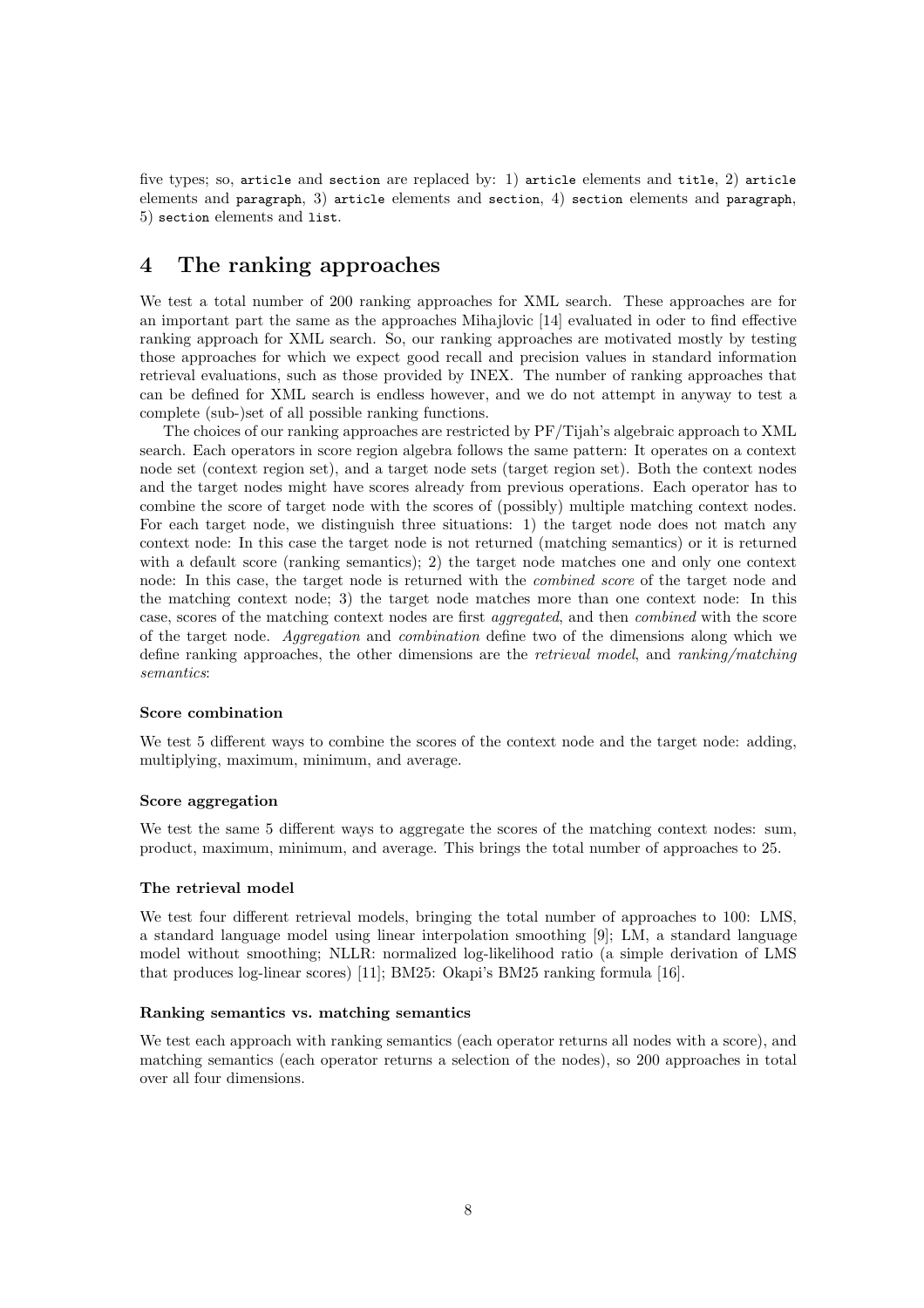five types; so, `article` and `section` are replaced by: 1) `article` elements and `title`, 2) `article` elements and `paragraph`, 3) `article` elements and `section`, 4) `section` elements and `paragraph`, 5) `section` elements and `list`.

## 4 The ranking approaches

We test a total number of 200 ranking approaches for XML search. These approaches are for an important part the same as the approaches Mihajlovic [14] evaluated in oder to find effective ranking approach for XML search. So, our ranking approaches are motivated mostly by testing those approaches for which we expect good recall and precision values in standard information retrieval evaluations, such as those provided by INEX. The number of ranking approaches that can be defined for XML search is endless however, and we do not attempt in anyway to test a complete (sub-)set of all possible ranking functions.

The choices of our ranking approaches are restricted by PF/Tijah's algebraic approach to XML search. Each operators in score region algebra follows the same pattern: It operates on a context node set (context region set), and a target node sets (target region set). Both the context nodes and the target nodes might have scores already from previous operations. Each operator has to combine the score of target node with the scores of (possibly) multiple matching context nodes. For each target node, we distinguish three situations: 1) the target node does not match any context node: In this case the target node is not returned (matching semantics) or it is returned with a default score (ranking semantics); 2) the target node matches one and only one context node: In this case, the target node is returned with the *combined score* of the target node and the matching context node; 3) the target node matches more than one context node: In this case, scores of the matching context nodes are first *aggregated*, and then *combined* with the score of the target node. *Aggregation* and *combination* define two of the dimensions along which we define ranking approaches, the other dimensions are the *retrieval model*, and *ranking/matching semantics*:

#### Score combination

We test 5 different ways to combine the scores of the context node and the target node: adding, multiplying, maximum, minimum, and average.

#### Score aggregation

We test the same 5 different ways to aggregate the scores of the matching context nodes: sum, product, maximum, minimum, and average. This brings the total number of approaches to 25.

#### The retrieval model

We test four different retrieval models, bringing the total number of approaches to 100: LMS, a standard language model using linear interpolation smoothing [9]; LM, a standard language model without smoothing; NLLR: normalized log-likelihood ratio (a simple derivation of LMS that produces log-linear scores) [11]; BM25: Okapi's BM25 ranking formula [16].

#### Ranking semantics vs. matching semantics

We test each approach with ranking semantics (each operator returns all nodes with a score), and matching semantics (each operator returns a selection of the nodes), so 200 approaches in total over all four dimensions.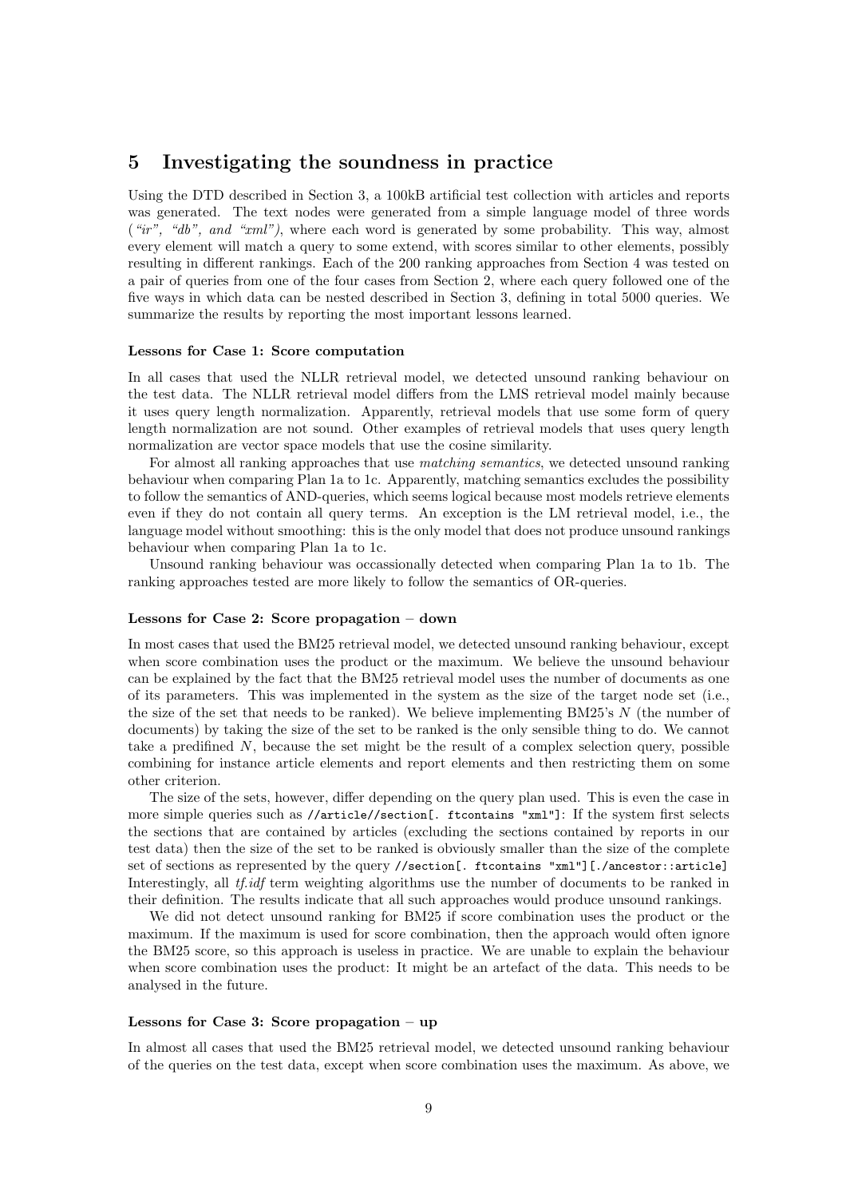## 5 Investigating the soundness in practice

Using the DTD described in Section 3, a 100kB artificial test collection with articles and reports was generated. The text nodes were generated from a simple language model of three words (*"ir", "db", and "xml")*, where each word is generated by some probability. This way, almost every element will match a query to some extend, with scores similar to other elements, possibly resulting in different rankings. Each of the 200 ranking approaches from Section 4 was tested on a pair of queries from one of the four cases from Section 2, where each query followed one of the five ways in which data can be nested described in Section 3, defining in total 5000 queries. We summarize the results by reporting the most important lessons learned.

#### Lessons for Case 1: Score computation

In all cases that used the NLLR retrieval model, we detected unsound ranking behaviour on the test data. The NLLR retrieval model differs from the LMS retrieval model mainly because it uses query length normalization. Apparently, retrieval models that use some form of query length normalization are not sound. Other examples of retrieval models that uses query length normalization are vector space models that use the cosine similarity.

For almost all ranking approaches that use *matching semantics*, we detected unsound ranking behaviour when comparing Plan 1a to 1c. Apparently, matching semantics excludes the possibility to follow the semantics of AND-queries, which seems logical because most models retrieve elements even if they do not contain all query terms. An exception is the LM retrieval model, i.e., the language model without smoothing: this is the only model that does not produce unsound rankings behaviour when comparing Plan 1a to 1c.

Unsound ranking behaviour was occassionally detected when comparing Plan 1a to 1b. The ranking approaches tested are more likely to follow the semantics of OR-queries.

#### Lessons for Case 2: Score propagation – down

In most cases that used the BM25 retrieval model, we detected unsound ranking behaviour, except when score combination uses the product or the maximum. We believe the unsound behaviour can be explained by the fact that the BM25 retrieval model uses the number of documents as one of its parameters. This was implemented in the system as the size of the target node set (i.e., the size of the set that needs to be ranked). We believe implementing BM25's $N$ (the number of documents) by taking the size of the set to be ranked is the only sensible thing to do. We cannot take a predifined $N$, because the set might be the result of a complex selection query, possible combining for instance article elements and report elements and then restricting them on some other criterion.

The size of the sets, however, differ depending on the query plan used. This is even the case in more simple queries such as `//article//section[. ftcontains "xml"]`: If the system first selects the sections that are contained by articles (excluding the sections contained by reports in our test data) then the size of the set to be ranked is obviously smaller than the size of the complete set of sections as represented by the query `//section[. ftcontains "xml"][./ancestor::article]` Interestingly, all *tf.idf* term weighting algorithms use the number of documents to be ranked in their definition. The results indicate that all such approaches would produce unsound rankings.

We did not detect unsound ranking for BM25 if score combination uses the product or the maximum. If the maximum is used for score combination, then the approach would often ignore the BM25 score, so this approach is useless in practice. We are unable to explain the behaviour when score combination uses the product: It might be an artefact of the data. This needs to be analysed in the future.

#### Lessons for Case 3: Score propagation – up

In almost all cases that used the BM25 retrieval model, we detected unsound ranking behaviour of the queries on the test data, except when score combination uses the maximum. As above, we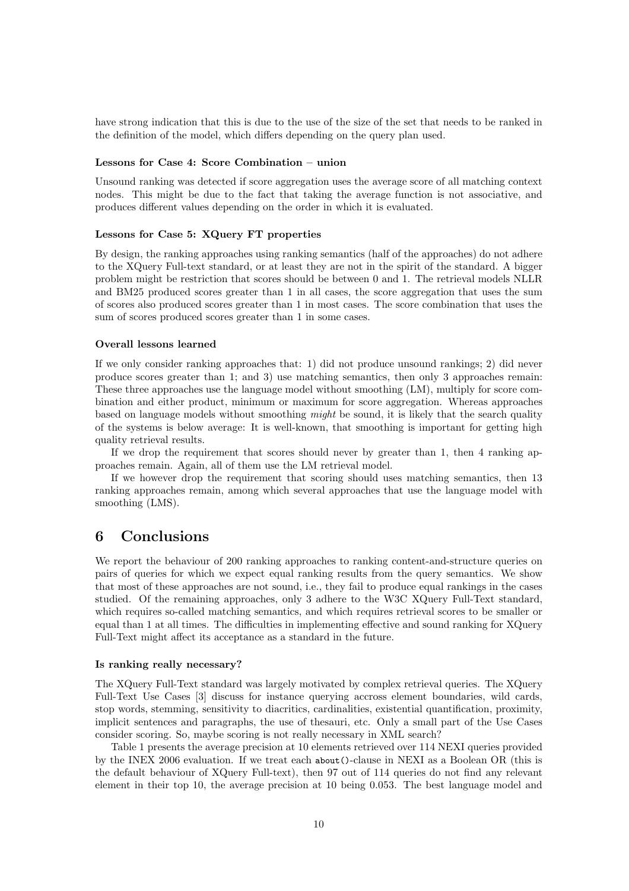have strong indication that this is due to the use of the size of the set that needs to be ranked in the definition of the model, which differs depending on the query plan used.

**Lessons for Case 4: Score Combination – union**

Unsound ranking was detected if score aggregation uses the average score of all matching context nodes. This might be due to the fact that taking the average function is not associative, and produces different values depending on the order in which it is evaluated.

**Lessons for Case 5: XQuery FT properties**

By design, the ranking approaches using ranking semantics (half of the approaches) do not adhere to the XQuery Full-text standard, or at least they are not in the spirit of the standard. A bigger problem might be restriction that scores should be between 0 and 1. The retrieval models NLLR and BM25 produced scores greater than 1 in all cases, the score aggregation that uses the sum of scores also produced scores greater than 1 in most cases. The score combination that uses the sum of scores produced scores greater than 1 in some cases.

**Overall lessons learned**

If we only consider ranking approaches that: 1) did not produce unsound rankings; 2) did never produce scores greater than 1; and 3) use matching semantics, then only 3 approaches remain: These three approaches use the language model without smoothing (LM), multiply for score combination and either product, minimum or maximum for score aggregation. Whereas approaches based on language models without smoothing *might* be sound, it is likely that the search quality of the systems is below average: It is well-known, that smoothing is important for getting high quality retrieval results.

If we drop the requirement that scores should never by greater than 1, then 4 ranking approaches remain. Again, all of them use the LM retrieval model.

If we however drop the requirement that scoring should uses matching semantics, then 13 ranking approaches remain, among which several approaches that use the language model with smoothing (LMS).

# 6 Conclusions

We report the behaviour of 200 ranking approaches to ranking content-and-structure queries on pairs of queries for which we expect equal ranking results from the query semantics. We show that most of these approaches are not sound, i.e., they fail to produce equal rankings in the cases studied. Of the remaining approaches, only 3 adhere to the W3C XQuery Full-Text standard, which requires so-called matching semantics, and which requires retrieval scores to be smaller or equal than 1 at all times. The difficulties in implementing effective and sound ranking for XQuery Full-Text might affect its acceptance as a standard in the future.

**Is ranking really necessary?**

The XQuery Full-Text standard was largely motivated by complex retrieval queries. The XQuery Full-Text Use Cases [3] discuss for instance querying accross element boundaries, wild cards, stop words, stemming, sensitivity to diacritics, cardinalities, existential quantification, proximity, implicit sentences and paragraphs, the use of thesauri, etc. Only a small part of the Use Cases consider scoring. So, maybe scoring is not really necessary in XML search?

Table 1 presents the average precision at 10 elements retrieved over 114 NEXI queries provided by the INEX 2006 evaluation. If we treat each `about()`-clause in NEXI as a Boolean OR (this is the default behaviour of XQuery Full-text), then 97 out of 114 queries do not find any relevant element in their top 10, the average precision at 10 being 0.053. The best language model and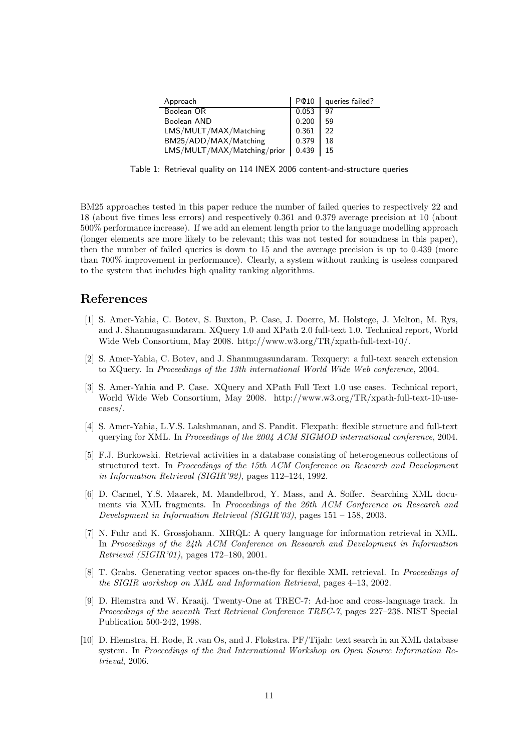| Approach | P@10 | queries failed? |
|---|---|---|
| Boolean OR | 0.053 | 97 |
| Boolean AND | 0.200 | 59 |
| LMS/MULT/MAX/Matching | 0.361 | 22 |
| BM25/ADD/MAX/Matching | 0.379 | 18 |
| LMS/MULT/MAX/Matching/prior | 0.439 | 15 |

Table 1: Retrieval quality on 114 INEX 2006 content-and-structure queries

BM25 approaches tested in this paper reduce the number of failed queries to respectively 22 and 18 (about five times less errors) and respectively 0.361 and 0.379 average precision at 10 (about 500% performance increase). If we add an element length prior to the language modelling approach (longer elements are more likely to be relevant; this was not tested for soundness in this paper), then the number of failed queries is down to 15 and the average precision is up to 0.439 (more than 700% improvement in performance). Clearly, a system without ranking is useless compared to the system that includes high quality ranking algorithms.

# References

[1] S. Amer-Yahia, C. Botev, S. Buxton, P. Case, J. Doerre, M. Holstege, J. Melton, M. Rys, and J. Shanmugasundaram. XQuery 1.0 and XPath 2.0 full-text 1.0. Technical report, World Wide Web Consortium, May 2008. http://www.w3.org/TR/xpath-full-text-10/.

[2] S. Amer-Yahia, C. Botev, and J. Shanmugasundaram. Texquery: a full-text search extension to XQuery. In *Proceedings of the 13th international World Wide Web conference*, 2004.

[3] S. Amer-Yahia and P. Case. XQuery and XPath Full Text 1.0 use cases. Technical report, World Wide Web Consortium, May 2008. http://www.w3.org/TR/xpath-full-text-10-use-cases/.

[4] S. Amer-Yahia, L.V.S. Lakshmanan, and S. Pandit. Flexpath: flexible structure and full-text querying for XML. In *Proceedings of the 2004 ACM SIGMOD international conference*, 2004.

[5] F.J. Burkowski. Retrieval activities in a database consisting of heterogeneous collections of structured text. In *Proceedings of the 15th ACM Conference on Research and Development in Information Retrieval (SIGIR'92)*, pages 112–124, 1992.

[6] D. Carmel, Y.S. Maarek, M. Mandelbrod, Y. Mass, and A. Soffer. Searching XML documents via XML fragments. In *Proceedings of the 26th ACM Conference on Research and Development in Information Retrieval (SIGIR'03)*, pages 151 – 158, 2003.

[7] N. Fuhr and K. Grossjohann. XIRQL: A query language for information retrieval in XML. In *Proceedings of the 24th ACM Conference on Research and Development in Information Retrieval (SIGIR'01)*, pages 172–180, 2001.

[8] T. Grabs. Generating vector spaces on-the-fly for flexible XML retrieval. In *Proceedings of the SIGIR workshop on XML and Information Retrieval*, pages 4–13, 2002.

[9] D. Hiemstra and W. Kraaij. Twenty-One at TREC-7: Ad-hoc and cross-language track. In *Proceedings of the seventh Text Retrieval Conference TREC-7*, pages 227–238. NIST Special Publication 500-242, 1998.

[10] D. Hiemstra, H. Rode, R .van Os, and J. Flokstra. PF/Tijah: text search in an XML database system. In *Proceedings of the 2nd International Workshop on Open Source Information Retrieval*, 2006.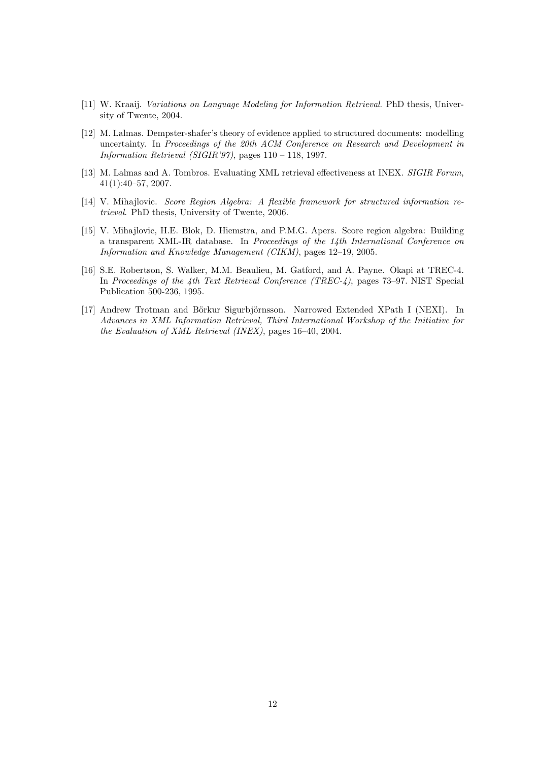[11] W. Kraaij. *Variations on Language Modeling for Information Retrieval*. PhD thesis, University of Twente, 2004.

[12] M. Lalmas. Dempster-shafer's theory of evidence applied to structured documents: modelling uncertainty. In *Proceedings of the 20th ACM Conference on Research and Development in Information Retrieval (SIGIR'97)*, pages 110 – 118, 1997.

[13] M. Lalmas and A. Tombros. Evaluating XML retrieval effectiveness at INEX. *SIGIR Forum*, 41(1):40–57, 2007.

[14] V. Mihajlovic. *Score Region Algebra: A flexible framework for structured information retrieval*. PhD thesis, University of Twente, 2006.

[15] V. Mihajlovic, H.E. Blok, D. Hiemstra, and P.M.G. Apers. Score region algebra: Building a transparent XML-IR database. In *Proceedings of the 14th International Conference on Information and Knowledge Management (CIKM)*, pages 12–19, 2005.

[16] S.E. Robertson, S. Walker, M.M. Beaulieu, M. Gatford, and A. Payne. Okapi at TREC-4. In *Proceedings of the 4th Text Retrieval Conference (TREC-4)*, pages 73–97. NIST Special Publication 500-236, 1995.

[17] Andrew Trotman and Börkur Sigurbjörnsson. Narrowed Extended XPath I (NEXI). In *Advances in XML Information Retrieval, Third International Workshop of the Initiative for the Evaluation of XML Retrieval (INEX)*, pages 16–40, 2004.